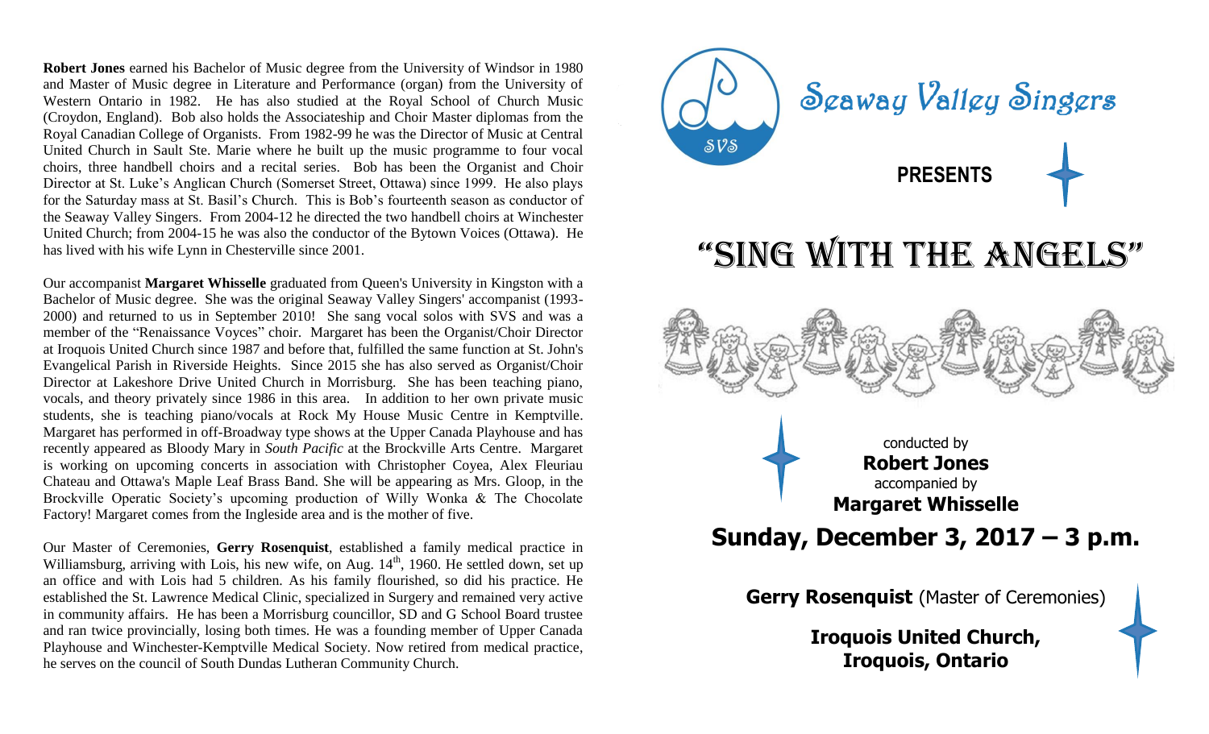**Robert Jones** earned his Bachelor of Music degree from the University of Windsor in 1980 and Master of Music degree in Literature and Performance (organ) from the University of Western Ontario in 1982. He has also studied at the Royal School of Church Music (Croydon, England). Bob also holds the Associateship and Choir Master diplomas from the Royal Canadian College of Organists. From 1982-99 he was the Director of Music at Central United Church in Sault Ste. Marie where he built up the music programme to four vocal choirs, three handbell choirs and a recital series. Bob has been the Organist and Choir Director at St. Luke's Anglican Church (Somerset Street, Ottawa) since 1999. He also plays for the Saturday mass at St. Basil's Church. This is Bob's fourteenth season as conductor of the Seaway Valley Singers. From 2004-12 he directed the two handbell choirs at Winchester United Church; from 2004-15 he was also the conductor of the Bytown Voices (Ottawa). He has lived with his wife Lynn in Chesterville since 2001.

Our accompanist **Margaret Whisselle** graduated from Queen's University in Kingston with a Bachelor of Music degree. She was the original Seaway Valley Singers' accompanist (1993-2000) and returned to us in September 2010! She sang vocal solos with SVS and was a member of the "Renaissance Voyces" choir. Margaret has been the Organist/Choir Director at Iroquois United Church since 1987 and before that, fulfilled the same function at St. John's Evangelical Parish in Riverside Heights. Since 2015 she has also served as Organist/Choir Director at Lakeshore Drive United Church in Morrisburg. She has been teaching piano, vocals, and theory privately since 1986 in this area. In addition to her own private music students, she is teaching piano/vocals at Rock My House Music Centre in Kemptville. Margaret has performed in off-Broadway type shows at the Upper Canada Playhouse and has recently appeared as Bloody Mary in *South Pacific* at the Brockville Arts Centre. Margaret is working on upcoming concerts in association with Christopher Coyea, Alex Fleuriau Chateau and Ottawa's Maple Leaf Brass Band. She will be appearing as Mrs. Gloop, in the Brockville Operatic Society's upcoming production of Willy Wonka & The Chocolate Factory! Margaret comes from the Ingleside area and is the mother of five.

Our Master of Ceremonies, **Gerry Rosenquist**, established a family medical practice in Williamsburg, arriving with Lois, his new wife, on Aug. 14th, 1960. He settled down, set up an office and with Lois had 5 children. As his family flourished, so did his practice. He established the St. Lawrence Medical Clinic, specialized in Surgery and remained very active in community affairs. He has been a Morrisburg councillor, SD and G School Board trustee and ran twice provincially, losing both times. He was a founding member of Upper Canada Playhouse and Winchester-Kemptville Medical Society. Now retired from medical practice, he serves on the council of South Dundas Lutheran Community Church.

# Seaway Valley Singers

**PRESENTS**

# "Sing With the Angels"

conducted by
**Robert Jones**
accompanied by
**Margaret Whisselle**

## Sunday, December 3, 2017 – 3 p.m.

**Gerry Rosenquist** (Master of Ceremonies)

**Iroquois United Church,**
**Iroquois, Ontario**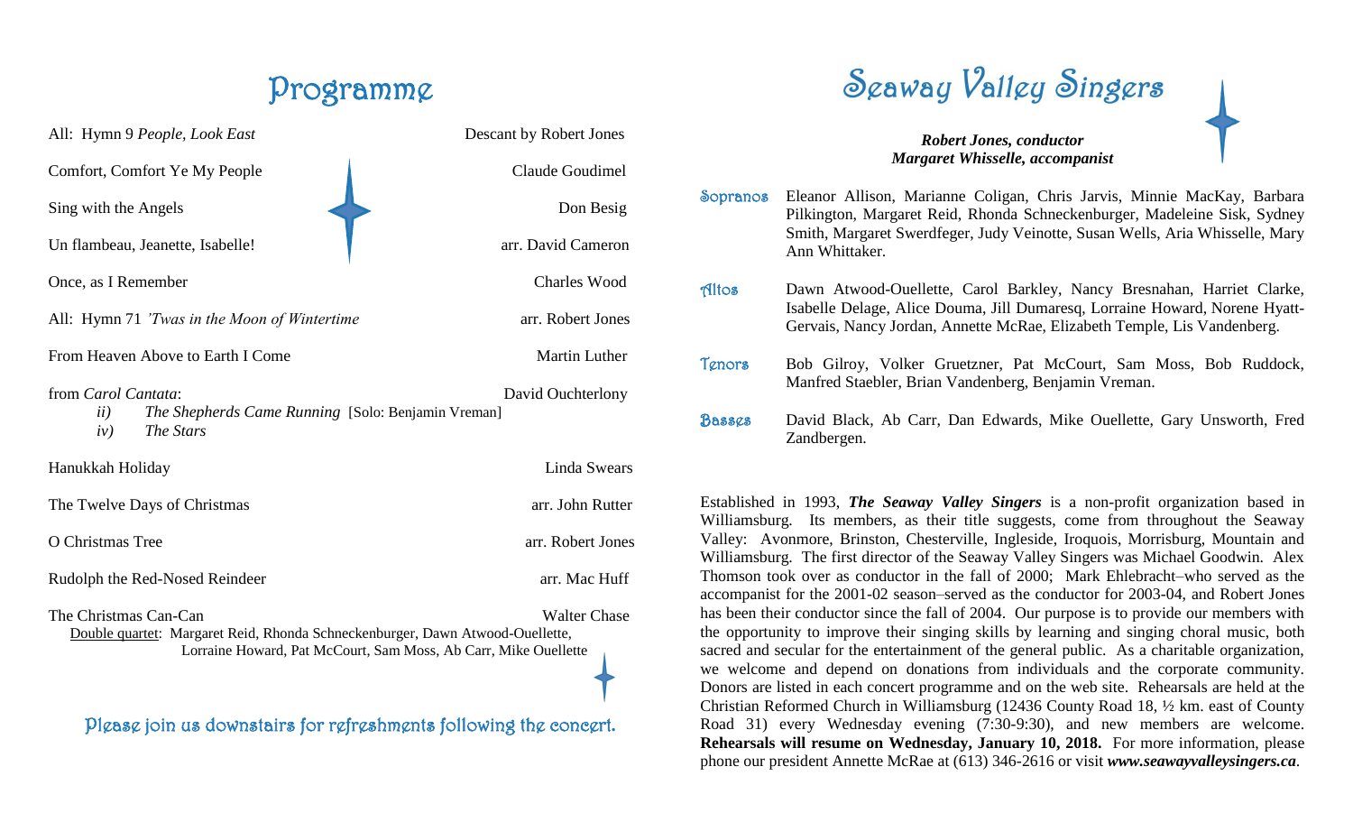# Programme

| | |
|---|---|
| All: Hymn 9 *People, Look East* | Descant by Robert Jones |
| Comfort, Comfort Ye My People | Claude Goudimel |
| Sing with the Angels | Don Besig |
| Un flambeau, Jeanette, Isabelle! | arr. David Cameron |
| Once, as I Remember | Charles Wood |
| All: Hymn 71 *'Twas in the Moon of Wintertime* | arr. Robert Jones |
| From Heaven Above to Earth I Come | Martin Luther |
| from *Carol Cantata*: *ii) The Shepherds Came Running* [Solo: Benjamin Vreman]; *iv) The Stars* | David Ouchterlony |
| Hanukkah Holiday | Linda Swears |
| The Twelve Days of Christmas | arr. John Rutter |
| O Christmas Tree | arr. Robert Jones |
| Rudolph the Red-Nosed Reindeer | arr. Mac Huff |
| The Christmas Can-Can | Walter Chase |

Double quartet: Margaret Reid, Rhonda Schneckenburger, Dawn Atwood-Ouellette, Lorraine Howard, Pat McCourt, Sam Moss, Ab Carr, Mike Ouellette

Please join us downstairs for refreshments following the concert.

# Seaway Valley Singers

***Robert Jones, conductor***
***Margaret Whisselle, accompanist***

**Sopranos** Eleanor Allison, Marianne Coligan, Chris Jarvis, Minnie MacKay, Barbara Pilkington, Margaret Reid, Rhonda Schneckenburger, Madeleine Sisk, Sydney Smith, Margaret Swerdfeger, Judy Veinotte, Susan Wells, Aria Whisselle, Mary Ann Whittaker.

**Altos** Dawn Atwood-Ouellette, Carol Barkley, Nancy Bresnahan, Harriet Clarke, Isabelle Delage, Alice Douma, Jill Dumaresq, Lorraine Howard, Norene Hyatt-Gervais, Nancy Jordan, Annette McRae, Elizabeth Temple, Lis Vandenberg.

**Tenors** Bob Gilroy, Volker Gruetzner, Pat McCourt, Sam Moss, Bob Ruddock, Manfred Staebler, Brian Vandenberg, Benjamin Vreman.

**Basses** David Black, Ab Carr, Dan Edwards, Mike Ouellette, Gary Unsworth, Fred Zandbergen.

Established in 1993, ***The Seaway Valley Singers*** is a non-profit organization based in Williamsburg. Its members, as their title suggests, come from throughout the Seaway Valley: Avonmore, Brinston, Chesterville, Ingleside, Iroquois, Morrisburg, Mountain and Williamsburg. The first director of the Seaway Valley Singers was Michael Goodwin. Alex Thomson took over as conductor in the fall of 2000; Mark Ehlebracht–who served as the accompanist for the 2001-02 season–served as the conductor for 2003-04, and Robert Jones has been their conductor since the fall of 2004. Our purpose is to provide our members with the opportunity to improve their singing skills by learning and singing choral music, both sacred and secular for the entertainment of the general public. As a charitable organization, we welcome and depend on donations from individuals and the corporate community. Donors are listed in each concert programme and on the web site. Rehearsals are held at the Christian Reformed Church in Williamsburg (12436 County Road 18, ½ km. east of County Road 31) every Wednesday evening (7:30-9:30), and new members are welcome. **Rehearsals will resume on Wednesday, January 10, 2018.** For more information, please phone our president Annette McRae at (613) 346-2616 or visit ***www.seawayvalleysingers.ca***.